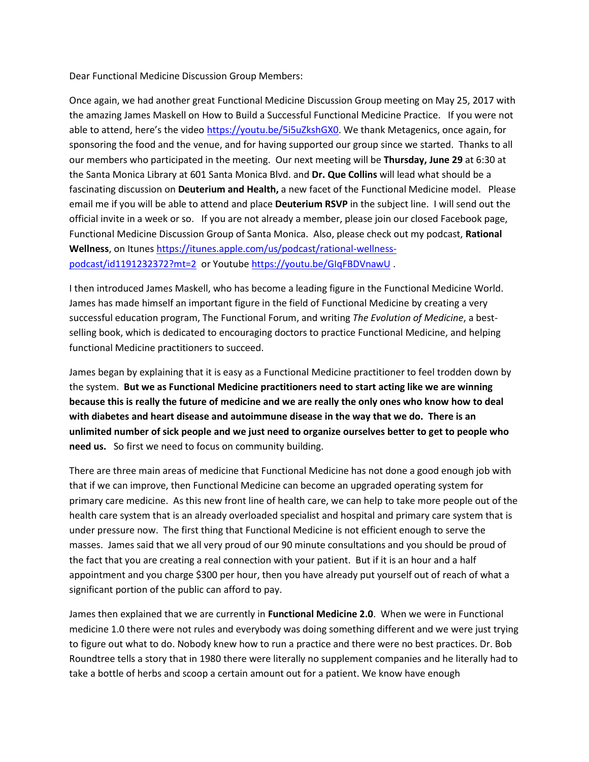Dear Functional Medicine Discussion Group Members:

Once again, we had another great Functional Medicine Discussion Group meeting on May 25, 2017 with the amazing James Maskell on How to Build a Successful Functional Medicine Practice. If you were not able to attend, here's the video https://youtu.be/5i5uZkshGX0. We thank Metagenics, once again, for sponsoring the food and the venue, and for having supported our group since we started. Thanks to all our members who participated in the meeting. Our next meeting will be **Thursday, June 29** at 6:30 at the Santa Monica Library at 601 Santa Monica Blvd. and **Dr. Que Collins** will lead what should be a fascinating discussion on **Deuterium and Health,** a new facet of the Functional Medicine model. Please email me if you will be able to attend and place **Deuterium RSVP** in the subject line. I will send out the official invite in a week or so. If you are not already a member, please join our closed Facebook page, Functional Medicine Discussion Group of Santa Monica. Also, please check out my podcast, **Rational Wellness**, on Itunes https://itunes.apple.com/us/podcast/rational-wellness-podcast/id1191232372?mt=2 or Youtube https://youtu.be/GIqFBDVnawU .

I then introduced James Maskell, who has become a leading figure in the Functional Medicine World. James has made himself an important figure in the field of Functional Medicine by creating a very successful education program, The Functional Forum, and writing *The Evolution of Medicine*, a best-selling book, which is dedicated to encouraging doctors to practice Functional Medicine, and helping functional Medicine practitioners to succeed.

James began by explaining that it is easy as a Functional Medicine practitioner to feel trodden down by the system. **But we as Functional Medicine practitioners need to start acting like we are winning because this is really the future of medicine and we are really the only ones who know how to deal with diabetes and heart disease and autoimmune disease in the way that we do. There is an unlimited number of sick people and we just need to organize ourselves better to get to people who need us.** So first we need to focus on community building.

There are three main areas of medicine that Functional Medicine has not done a good enough job with that if we can improve, then Functional Medicine can become an upgraded operating system for primary care medicine. As this new front line of health care, we can help to take more people out of the health care system that is an already overloaded specialist and hospital and primary care system that is under pressure now. The first thing that Functional Medicine is not efficient enough to serve the masses. James said that we all very proud of our 90 minute consultations and you should be proud of the fact that you are creating a real connection with your patient. But if it is an hour and a half appointment and you charge $300 per hour, then you have already put yourself out of reach of what a significant portion of the public can afford to pay.

James then explained that we are currently in **Functional Medicine 2.0**. When we were in Functional medicine 1.0 there were not rules and everybody was doing something different and we were just trying to figure out what to do. Nobody knew how to run a practice and there were no best practices. Dr. Bob Roundtree tells a story that in 1980 there were literally no supplement companies and he literally had to take a bottle of herbs and scoop a certain amount out for a patient. We know have enough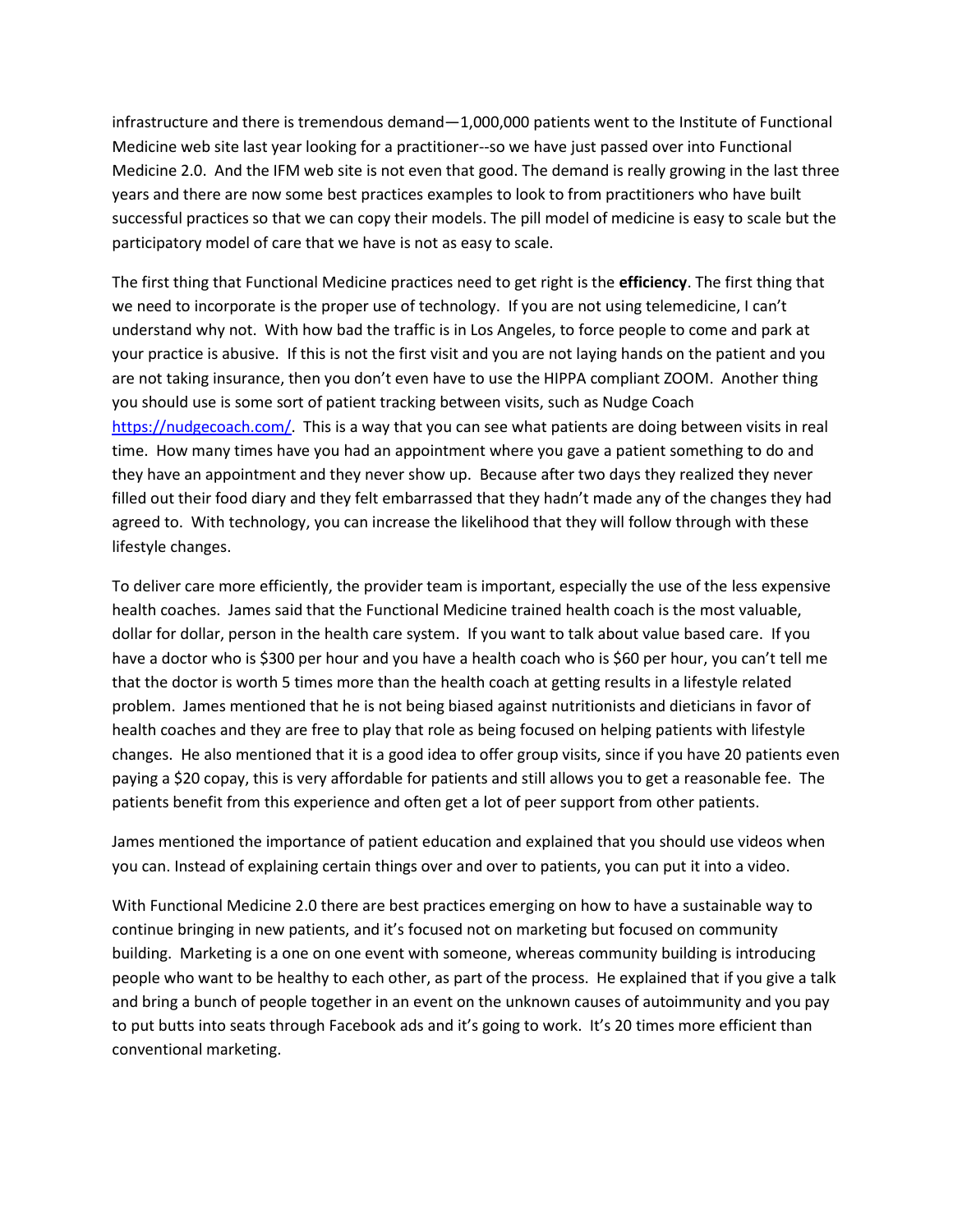infrastructure and there is tremendous demand—1,000,000 patients went to the Institute of Functional Medicine web site last year looking for a practitioner--so we have just passed over into Functional Medicine 2.0. And the IFM web site is not even that good. The demand is really growing in the last three years and there are now some best practices examples to look to from practitioners who have built successful practices so that we can copy their models. The pill model of medicine is easy to scale but the participatory model of care that we have is not as easy to scale.

The first thing that Functional Medicine practices need to get right is the **efficiency**. The first thing that we need to incorporate is the proper use of technology. If you are not using telemedicine, I can't understand why not. With how bad the traffic is in Los Angeles, to force people to come and park at your practice is abusive. If this is not the first visit and you are not laying hands on the patient and you are not taking insurance, then you don't even have to use the HIPPA compliant ZOOM. Another thing you should use is some sort of patient tracking between visits, such as Nudge Coach https://nudgecoach.com/. This is a way that you can see what patients are doing between visits in real time. How many times have you had an appointment where you gave a patient something to do and they have an appointment and they never show up. Because after two days they realized they never filled out their food diary and they felt embarrassed that they hadn't made any of the changes they had agreed to. With technology, you can increase the likelihood that they will follow through with these lifestyle changes.

To deliver care more efficiently, the provider team is important, especially the use of the less expensive health coaches. James said that the Functional Medicine trained health coach is the most valuable, dollar for dollar, person in the health care system. If you want to talk about value based care. If you have a doctor who is $300 per hour and you have a health coach who is $60 per hour, you can't tell me that the doctor is worth 5 times more than the health coach at getting results in a lifestyle related problem. James mentioned that he is not being biased against nutritionists and dieticians in favor of health coaches and they are free to play that role as being focused on helping patients with lifestyle changes. He also mentioned that it is a good idea to offer group visits, since if you have 20 patients even paying a $20 copay, this is very affordable for patients and still allows you to get a reasonable fee. The patients benefit from this experience and often get a lot of peer support from other patients.

James mentioned the importance of patient education and explained that you should use videos when you can. Instead of explaining certain things over and over to patients, you can put it into a video.

With Functional Medicine 2.0 there are best practices emerging on how to have a sustainable way to continue bringing in new patients, and it's focused not on marketing but focused on community building. Marketing is a one on one event with someone, whereas community building is introducing people who want to be healthy to each other, as part of the process. He explained that if you give a talk and bring a bunch of people together in an event on the unknown causes of autoimmunity and you pay to put butts into seats through Facebook ads and it's going to work. It's 20 times more efficient than conventional marketing.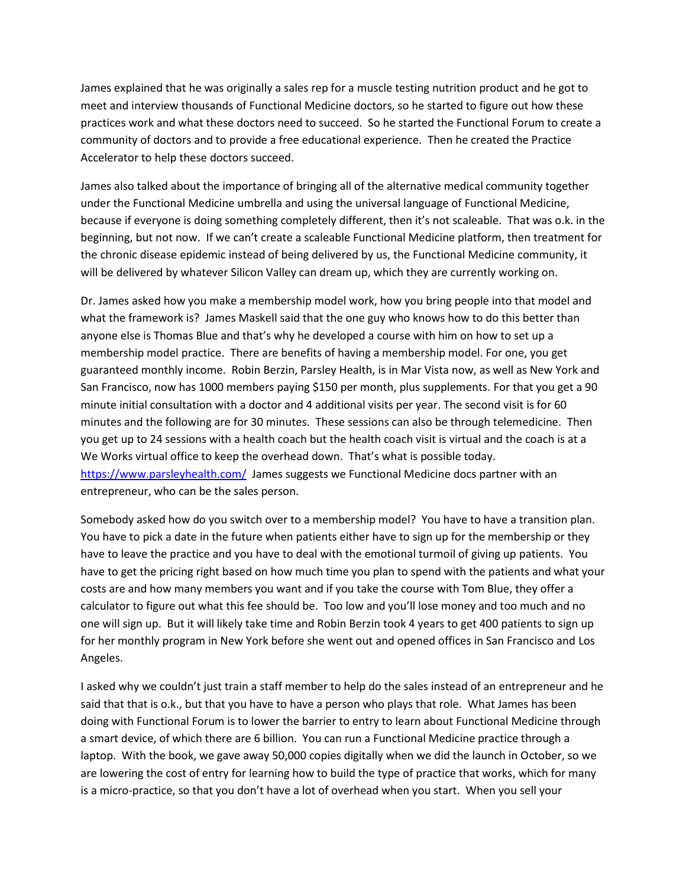James explained that he was originally a sales rep for a muscle testing nutrition product and he got to meet and interview thousands of Functional Medicine doctors, so he started to figure out how these practices work and what these doctors need to succeed. So he started the Functional Forum to create a community of doctors and to provide a free educational experience. Then he created the Practice Accelerator to help these doctors succeed.

James also talked about the importance of bringing all of the alternative medical community together under the Functional Medicine umbrella and using the universal language of Functional Medicine, because if everyone is doing something completely different, then it's not scaleable. That was o.k. in the beginning, but not now. If we can't create a scaleable Functional Medicine platform, then treatment for the chronic disease epidemic instead of being delivered by us, the Functional Medicine community, it will be delivered by whatever Silicon Valley can dream up, which they are currently working on.

Dr. James asked how you make a membership model work, how you bring people into that model and what the framework is? James Maskell said that the one guy who knows how to do this better than anyone else is Thomas Blue and that's why he developed a course with him on how to set up a membership model practice. There are benefits of having a membership model. For one, you get guaranteed monthly income. Robin Berzin, Parsley Health, is in Mar Vista now, as well as New York and San Francisco, now has 1000 members paying $150 per month, plus supplements. For that you get a 90 minute initial consultation with a doctor and 4 additional visits per year. The second visit is for 60 minutes and the following are for 30 minutes. These sessions can also be through telemedicine. Then you get up to 24 sessions with a health coach but the health coach visit is virtual and the coach is at a We Works virtual office to keep the overhead down. That's what is possible today. https://www.parsleyhealth.com/ James suggests we Functional Medicine docs partner with an entrepreneur, who can be the sales person.

Somebody asked how do you switch over to a membership model? You have to have a transition plan. You have to pick a date in the future when patients either have to sign up for the membership or they have to leave the practice and you have to deal with the emotional turmoil of giving up patients. You have to get the pricing right based on how much time you plan to spend with the patients and what your costs are and how many members you want and if you take the course with Tom Blue, they offer a calculator to figure out what this fee should be. Too low and you'll lose money and too much and no one will sign up. But it will likely take time and Robin Berzin took 4 years to get 400 patients to sign up for her monthly program in New York before she went out and opened offices in San Francisco and Los Angeles.

I asked why we couldn't just train a staff member to help do the sales instead of an entrepreneur and he said that that is o.k., but that you have to have a person who plays that role. What James has been doing with Functional Forum is to lower the barrier to entry to learn about Functional Medicine through a smart device, of which there are 6 billion. You can run a Functional Medicine practice through a laptop. With the book, we gave away 50,000 copies digitally when we did the launch in October, so we are lowering the cost of entry for learning how to build the type of practice that works, which for many is a micro-practice, so that you don't have a lot of overhead when you start. When you sell your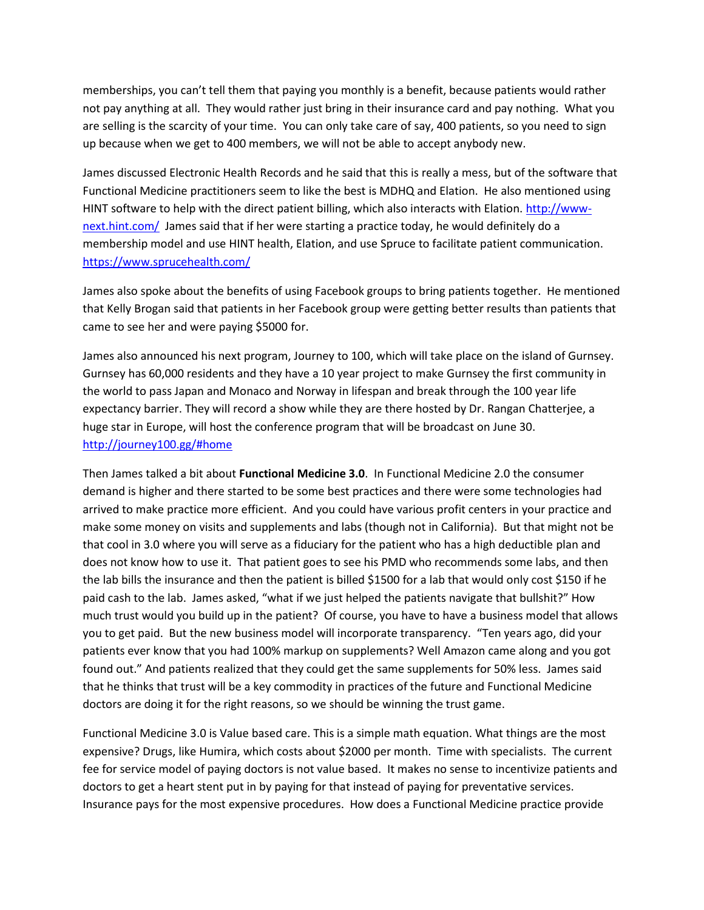memberships, you can't tell them that paying you monthly is a benefit, because patients would rather not pay anything at all. They would rather just bring in their insurance card and pay nothing. What you are selling is the scarcity of your time. You can only take care of say, 400 patients, so you need to sign up because when we get to 400 members, we will not be able to accept anybody new.

James discussed Electronic Health Records and he said that this is really a mess, but of the software that Functional Medicine practitioners seem to like the best is MDHQ and Elation. He also mentioned using HINT software to help with the direct patient billing, which also interacts with Elation. [http://www-next.hint.com/](http://www-next.hint.com/) James said that if her were starting a practice today, he would definitely do a membership model and use HINT health, Elation, and use Spruce to facilitate patient communication. [https://www.sprucehealth.com/](https://www.sprucehealth.com/)

James also spoke about the benefits of using Facebook groups to bring patients together. He mentioned that Kelly Brogan said that patients in her Facebook group were getting better results than patients that came to see her and were paying $5000 for.

James also announced his next program, Journey to 100, which will take place on the island of Gurnsey. Gurnsey has 60,000 residents and they have a 10 year project to make Gurnsey the first community in the world to pass Japan and Monaco and Norway in lifespan and break through the 100 year life expectancy barrier. They will record a show while they are there hosted by Dr. Rangan Chatterjee, a huge star in Europe, will host the conference program that will be broadcast on June 30. [http://journey100.gg/#home](http://journey100.gg/#home)

Then James talked a bit about **Functional Medicine 3.0**. In Functional Medicine 2.0 the consumer demand is higher and there started to be some best practices and there were some technologies had arrived to make practice more efficient. And you could have various profit centers in your practice and make some money on visits and supplements and labs (though not in California). But that might not be that cool in 3.0 where you will serve as a fiduciary for the patient who has a high deductible plan and does not know how to use it. That patient goes to see his PMD who recommends some labs, and then the lab bills the insurance and then the patient is billed $1500 for a lab that would only cost $150 if he paid cash to the lab. James asked, "what if we just helped the patients navigate that bullshit?" How much trust would you build up in the patient? Of course, you have to have a business model that allows you to get paid. But the new business model will incorporate transparency. "Ten years ago, did your patients ever know that you had 100% markup on supplements? Well Amazon came along and you got found out." And patients realized that they could get the same supplements for 50% less. James said that he thinks that trust will be a key commodity in practices of the future and Functional Medicine doctors are doing it for the right reasons, so we should be winning the trust game.

Functional Medicine 3.0 is Value based care. This is a simple math equation. What things are the most expensive? Drugs, like Humira, which costs about $2000 per month. Time with specialists. The current fee for service model of paying doctors is not value based. It makes no sense to incentivize patients and doctors to get a heart stent put in by paying for that instead of paying for preventative services. Insurance pays for the most expensive procedures. How does a Functional Medicine practice provide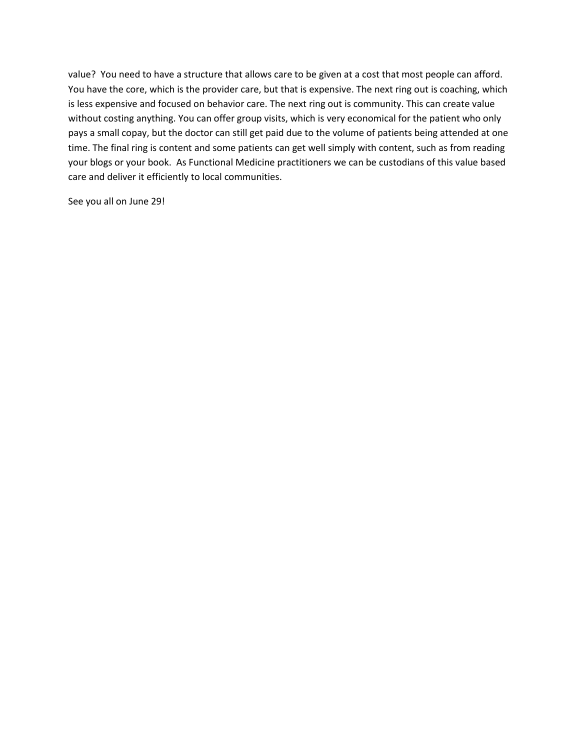value? You need to have a structure that allows care to be given at a cost that most people can afford. You have the core, which is the provider care, but that is expensive. The next ring out is coaching, which is less expensive and focused on behavior care. The next ring out is community. This can create value without costing anything. You can offer group visits, which is very economical for the patient who only pays a small copay, but the doctor can still get paid due to the volume of patients being attended at one time. The final ring is content and some patients can get well simply with content, such as from reading your blogs or your book. As Functional Medicine practitioners we can be custodians of this value based care and deliver it efficiently to local communities.

See you all on June 29!